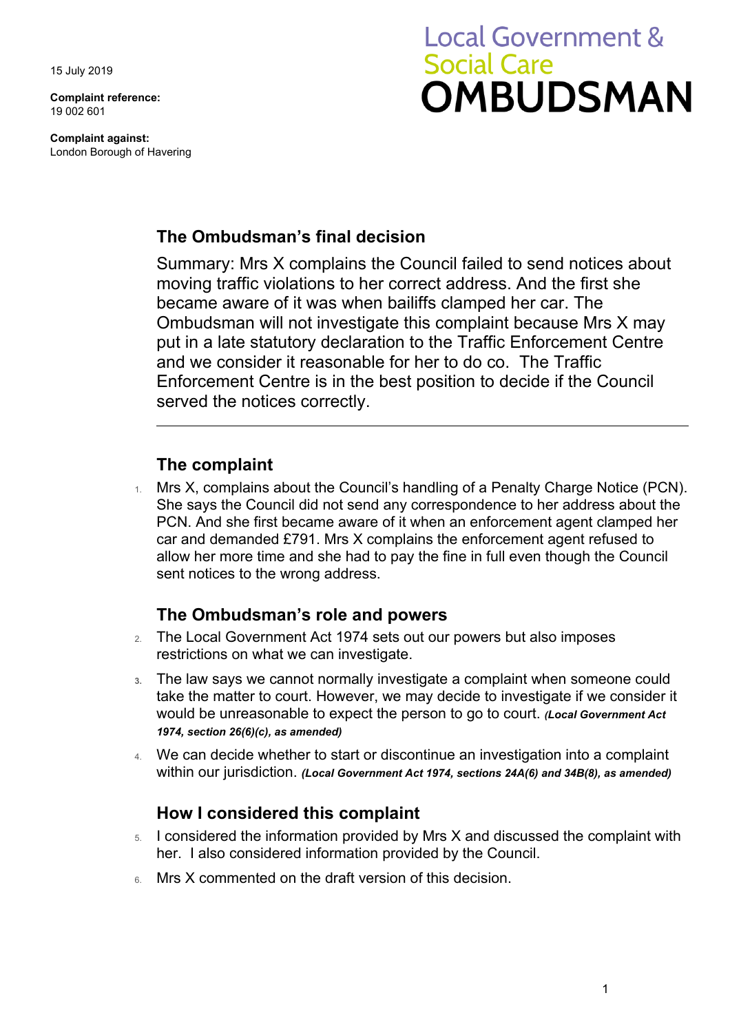15 July 2019

**Complaint reference:**
19 002 601

**Complaint against:**
London Borough of Havering

# Local Government & Social Care OMBUDSMAN

## The Ombudsman's final decision

Summary: Mrs X complains the Council failed to send notices about moving traffic violations to her correct address. And the first she became aware of it was when bailiffs clamped her car. The Ombudsman will not investigate this complaint because Mrs X may put in a late statutory declaration to the Traffic Enforcement Centre and we consider it reasonable for her to do co. The Traffic Enforcement Centre is in the best position to decide if the Council served the notices correctly.

---

## The complaint

1. Mrs X, complains about the Council's handling of a Penalty Charge Notice (PCN). She says the Council did not send any correspondence to her address about the PCN. And she first became aware of it when an enforcement agent clamped her car and demanded £791. Mrs X complains the enforcement agent refused to allow her more time and she had to pay the fine in full even though the Council sent notices to the wrong address.

## The Ombudsman's role and powers

2. The Local Government Act 1974 sets out our powers but also imposes restrictions on what we can investigate.
3. The law says we cannot normally investigate a complaint when someone could take the matter to court. However, we may decide to investigate if we consider it would be unreasonable to expect the person to go to court. ***(Local Government Act 1974, section 26(6)(c), as amended)***
4. We can decide whether to start or discontinue an investigation into a complaint within our jurisdiction. ***(Local Government Act 1974, sections 24A(6) and 34B(8), as amended)***

## How I considered this complaint

5. I considered the information provided by Mrs X and discussed the complaint with her. I also considered information provided by the Council.
6. Mrs X commented on the draft version of this decision.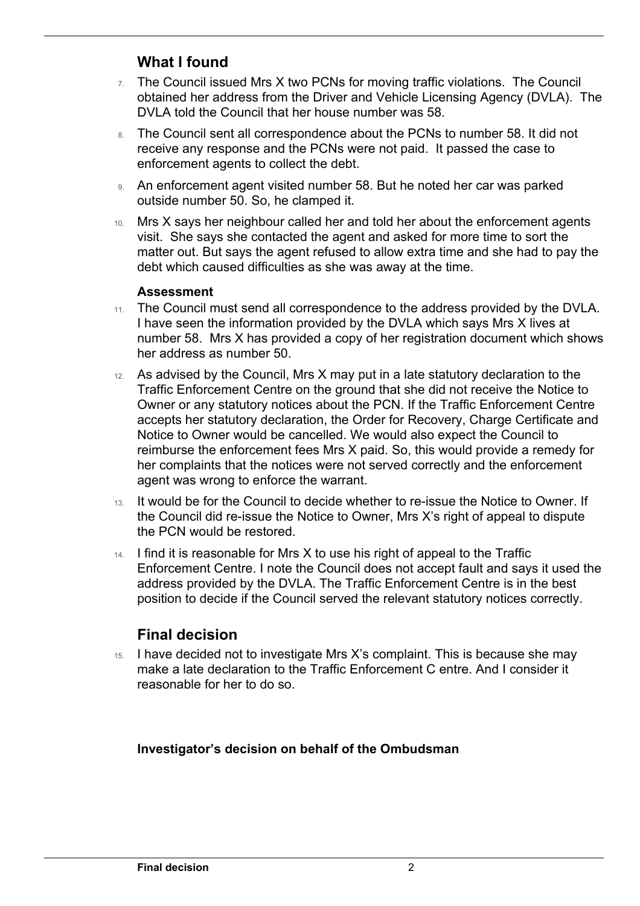## What I found

7. The Council issued Mrs X two PCNs for moving traffic violations. The Council obtained her address from the Driver and Vehicle Licensing Agency (DVLA). The DVLA told the Council that her house number was 58.
8. The Council sent all correspondence about the PCNs to number 58. It did not receive any response and the PCNs were not paid. It passed the case to enforcement agents to collect the debt.
9. An enforcement agent visited number 58. But he noted her car was parked outside number 50. So, he clamped it.
10. Mrs X says her neighbour called her and told her about the enforcement agents visit. She says she contacted the agent and asked for more time to sort the matter out. But says the agent refused to allow extra time and she had to pay the debt which caused difficulties as she was away at the time.

### Assessment

11. The Council must send all correspondence to the address provided by the DVLA. I have seen the information provided by the DVLA which says Mrs X lives at number 58. Mrs X has provided a copy of her registration document which shows her address as number 50.
12. As advised by the Council, Mrs X may put in a late statutory declaration to the Traffic Enforcement Centre on the ground that she did not receive the Notice to Owner or any statutory notices about the PCN. If the Traffic Enforcement Centre accepts her statutory declaration, the Order for Recovery, Charge Certificate and Notice to Owner would be cancelled. We would also expect the Council to reimburse the enforcement fees Mrs X paid. So, this would provide a remedy for her complaints that the notices were not served correctly and the enforcement agent was wrong to enforce the warrant.
13. It would be for the Council to decide whether to re-issue the Notice to Owner. If the Council did re-issue the Notice to Owner, Mrs X's right of appeal to dispute the PCN would be restored.
14. I find it is reasonable for Mrs X to use his right of appeal to the Traffic Enforcement Centre. I note the Council does not accept fault and says it used the address provided by the DVLA. The Traffic Enforcement Centre is in the best position to decide if the Council served the relevant statutory notices correctly.

## Final decision

15. I have decided not to investigate Mrs X's complaint. This is because she may make a late declaration to the Traffic Enforcement C entre. And I consider it reasonable for her to do so.

**Investigator's decision on behalf of the Ombudsman**